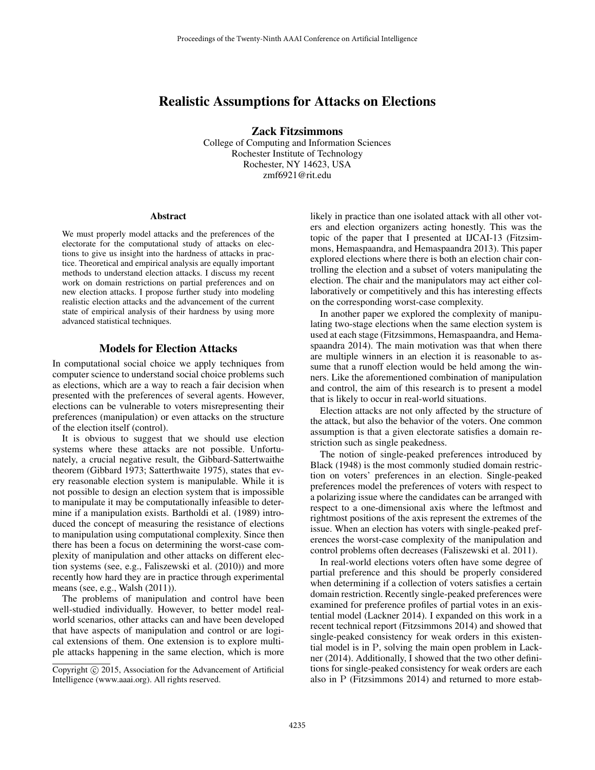# Realistic Assumptions for Attacks on Elections

**Zack Fitzsimmons**
College of Computing and Information Sciences
Rochester Institute of Technology
Rochester, NY 14623, USA
zmf6921@rit.edu

### Abstract

We must properly model attacks and the preferences of the electorate for the computational study of attacks on elections to give us insight into the hardness of attacks in practice. Theoretical and empirical analysis are equally important methods to understand election attacks. I discuss my recent work on domain restrictions on partial preferences and on new election attacks. I propose further study into modeling realistic election attacks and the advancement of the current state of empirical analysis of their hardness by using more advanced statistical techniques.

## Models for Election Attacks

In computational social choice we apply techniques from computer science to understand social choice problems such as elections, which are a way to reach a fair decision when presented with the preferences of several agents. However, elections can be vulnerable to voters misrepresenting their preferences (manipulation) or even attacks on the structure of the election itself (control).

It is obvious to suggest that we should use election systems where these attacks are not possible. Unfortunately, a crucial negative result, the Gibbard-Sattertwaithe theorem (Gibbard 1973; Satterthwaite 1975), states that every reasonable election system is manipulable. While it is not possible to design an election system that is impossible to manipulate it may be computationally infeasible to determine if a manipulation exists. Bartholdi et al. (1989) introduced the concept of measuring the resistance of elections to manipulation using computational complexity. Since then there has been a focus on determining the worst-case complexity of manipulation and other attacks on different election systems (see, e.g., Faliszewski et al. (2010)) and more recently how hard they are in practice through experimental means (see, e.g., Walsh (2011)).

The problems of manipulation and control have been well-studied individually. However, to better model real-world scenarios, other attacks can and have been developed that have aspects of manipulation and control or are logical extensions of them. One extension is to explore multiple attacks happening in the same election, which is more likely in practice than one isolated attack with all other voters and election organizers acting honestly. This was the topic of the paper that I presented at IJCAI-13 (Fitzsimmons, Hemaspaandra, and Hemaspaandra 2013). This paper explored elections where there is both an election chair controlling the election and a subset of voters manipulating the election. The chair and the manipulators may act either collaboratively or competitively and this has interesting effects on the corresponding worst-case complexity.

In another paper we explored the complexity of manipulating two-stage elections when the same election system is used at each stage (Fitzsimmons, Hemaspaandra, and Hemaspaandra 2014). The main motivation was that when there are multiple winners in an election it is reasonable to assume that a runoff election would be held among the winners. Like the aforementioned combination of manipulation and control, the aim of this research is to present a model that is likely to occur in real-world situations.

Election attacks are not only affected by the structure of the attack, but also the behavior of the voters. One common assumption is that a given electorate satisfies a domain restriction such as single peakedness.

The notion of single-peaked preferences introduced by Black (1948) is the most commonly studied domain restriction on voters' preferences in an election. Single-peaked preferences model the preferences of voters with respect to a polarizing issue where the candidates can be arranged with respect to a one-dimensional axis where the leftmost and rightmost positions of the axis represent the extremes of the issue. When an election has voters with single-peaked preferences the worst-case complexity of the manipulation and control problems often decreases (Faliszewski et al. 2011).

In real-world elections voters often have some degree of partial preference and this should be properly considered when determining if a collection of voters satisfies a certain domain restriction. Recently single-peaked preferences were examined for preference profiles of partial votes in an existential model (Lackner 2014). I expanded on this work in a recent technical report (Fitzsimmons 2014) and showed that single-peaked consistency for weak orders in this existential model is in P, solving the main open problem in Lackner (2014). Additionally, I showed that the two other definitions for single-peaked consistency for weak orders are each also in P (Fitzsimmons 2014) and returned to more estab-

Copyright © 2015, Association for the Advancement of Artificial Intelligence (www.aaai.org). All rights reserved.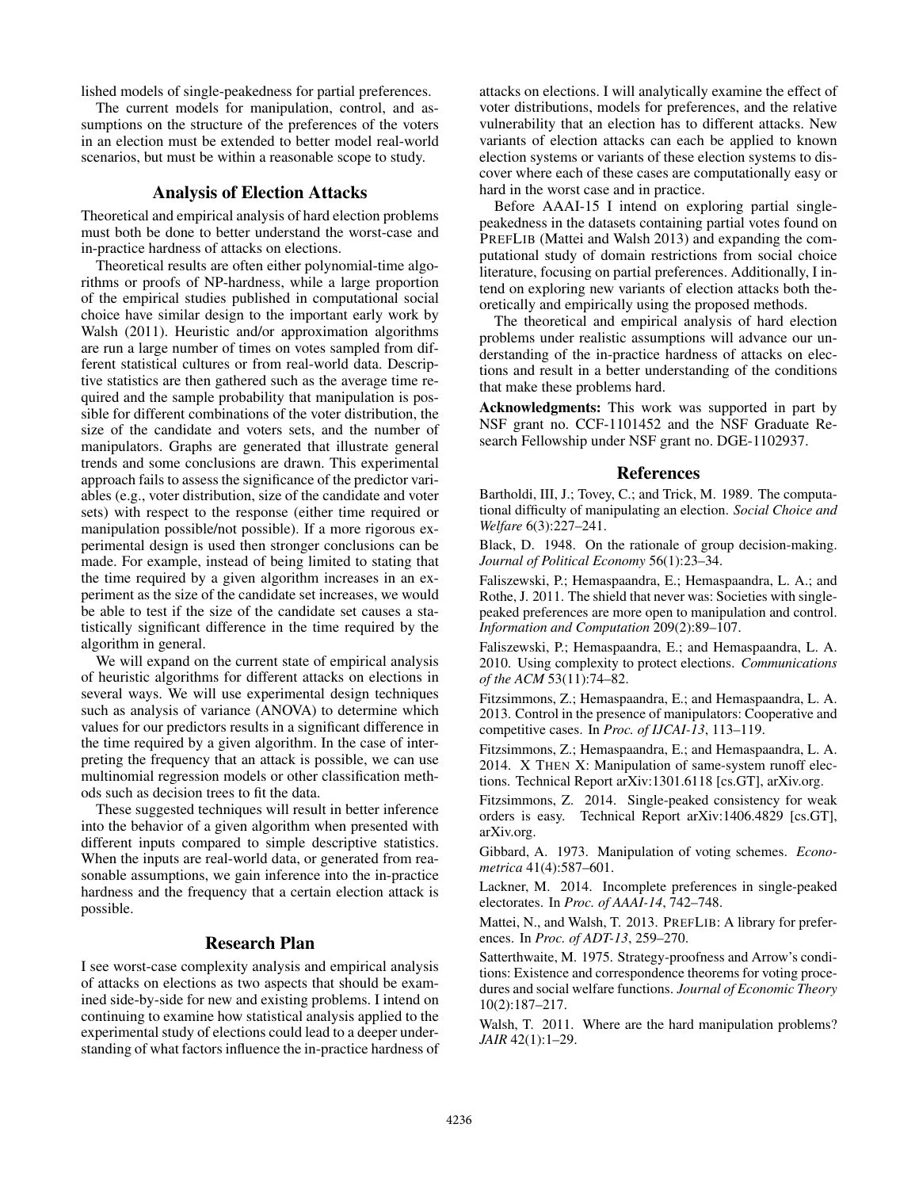lished models of single-peakedness for partial preferences.

The current models for manipulation, control, and assumptions on the structure of the preferences of the voters in an election must be extended to better model real-world scenarios, but must be within a reasonable scope to study.

## Analysis of Election Attacks

Theoretical and empirical analysis of hard election problems must both be done to better understand the worst-case and in-practice hardness of attacks on elections.

Theoretical results are often either polynomial-time algorithms or proofs of NP-hardness, while a large proportion of the empirical studies published in computational social choice have similar design to the important early work by Walsh (2011). Heuristic and/or approximation algorithms are run a large number of times on votes sampled from different statistical cultures or from real-world data. Descriptive statistics are then gathered such as the average time required and the sample probability that manipulation is possible for different combinations of the voter distribution, the size of the candidate and voters sets, and the number of manipulators. Graphs are generated that illustrate general trends and some conclusions are drawn. This experimental approach fails to assess the significance of the predictor variables (e.g., voter distribution, size of the candidate and voter sets) with respect to the response (either time required or manipulation possible/not possible). If a more rigorous experimental design is used then stronger conclusions can be made. For example, instead of being limited to stating that the time required by a given algorithm increases in an experiment as the size of the candidate set increases, we would be able to test if the size of the candidate set causes a statistically significant difference in the time required by the algorithm in general.

We will expand on the current state of empirical analysis of heuristic algorithms for different attacks on elections in several ways. We will use experimental design techniques such as analysis of variance (ANOVA) to determine which values for our predictors results in a significant difference in the time required by a given algorithm. In the case of interpreting the frequency that an attack is possible, we can use multinomial regression models or other classification methods such as decision trees to fit the data.

These suggested techniques will result in better inference into the behavior of a given algorithm when presented with different inputs compared to simple descriptive statistics. When the inputs are real-world data, or generated from reasonable assumptions, we gain inference into the in-practice hardness and the frequency that a certain election attack is possible.

## Research Plan

I see worst-case complexity analysis and empirical analysis of attacks on elections as two aspects that should be examined side-by-side for new and existing problems. I intend on continuing to examine how statistical analysis applied to the experimental study of elections could lead to a deeper understanding of what factors influence the in-practice hardness of attacks on elections. I will analytically examine the effect of voter distributions, models for preferences, and the relative vulnerability that an election has to different attacks. New variants of election attacks can each be applied to known election systems or variants of these election systems to discover where each of these cases are computationally easy or hard in the worst case and in practice.

Before AAAI-15 I intend on exploring partial single-peakedness in the datasets containing partial votes found on PrefLib (Mattei and Walsh 2013) and expanding the computational study of domain restrictions from social choice literature, focusing on partial preferences. Additionally, I intend on exploring new variants of election attacks both theoretically and empirically using the proposed methods.

The theoretical and empirical analysis of hard election problems under realistic assumptions will advance our understanding of the in-practice hardness of attacks on elections and result in a better understanding of the conditions that make these problems hard.

**Acknowledgments:** This work was supported in part by NSF grant no. CCF-1101452 and the NSF Graduate Research Fellowship under NSF grant no. DGE-1102937.

## References

Bartholdi, III, J.; Tovey, C.; and Trick, M. 1989. The computational difficulty of manipulating an election. *Social Choice and Welfare* 6(3):227–241.

Black, D. 1948. On the rationale of group decision-making. *Journal of Political Economy* 56(1):23–34.

Faliszewski, P.; Hemaspaandra, E.; Hemaspaandra, L. A.; and Rothe, J. 2011. The shield that never was: Societies with single-peaked preferences are more open to manipulation and control. *Information and Computation* 209(2):89–107.

Faliszewski, P.; Hemaspaandra, E.; and Hemaspaandra, L. A. 2010. Using complexity to protect elections. *Communications of the ACM* 53(11):74–82.

Fitzsimmons, Z.; Hemaspaandra, E.; and Hemaspaandra, L. A. 2013. Control in the presence of manipulators: Cooperative and competitive cases. In *Proc. of IJCAI-13*, 113–119.

Fitzsimmons, Z.; Hemaspaandra, E.; and Hemaspaandra, L. A. 2014. X Then X: Manipulation of same-system runoff elections. Technical Report arXiv:1301.6118 [cs.GT], arXiv.org.

Fitzsimmons, Z. 2014. Single-peaked consistency for weak orders is easy. Technical Report arXiv:1406.4829 [cs.GT], arXiv.org.

Gibbard, A. 1973. Manipulation of voting schemes. *Econometrica* 41(4):587–601.

Lackner, M. 2014. Incomplete preferences in single-peaked electorates. In *Proc. of AAAI-14*, 742–748.

Mattei, N., and Walsh, T. 2013. PrefLib: A library for preferences. In *Proc. of ADT-13*, 259–270.

Satterthwaite, M. 1975. Strategy-proofness and Arrow's conditions: Existence and correspondence theorems for voting procedures and social welfare functions. *Journal of Economic Theory* 10(2):187–217.

Walsh, T. 2011. Where are the hard manipulation problems? *JAIR* 42(1):1–29.